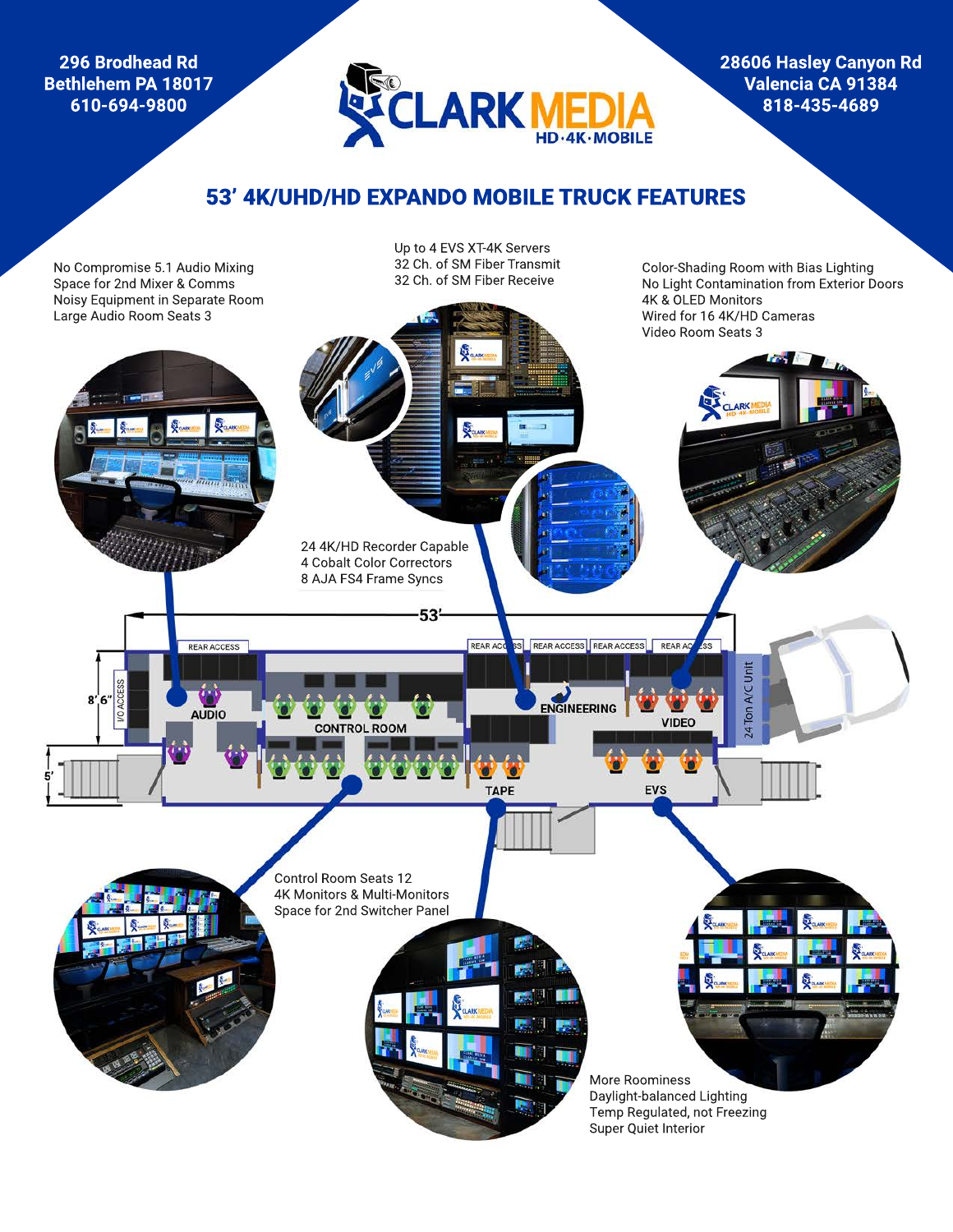296 Brodhead Rd
Bethlehem PA 18017
610-694-9800

CLARK MEDIA
HD·4K·MOBILE

28606 Hasley Canyon Rd
Valencia CA 91384
818-435-4689

## 53' 4K/UHD/HD EXPANDO MOBILE TRUCK FEATURES

No Compromise 5.1 Audio Mixing
Space for 2nd Mixer & Comms
Noisy Equipment in Separate Room
Large Audio Room Seats 3

Up to 4 EVS XT-4K Servers
32 Ch. of SM Fiber Transmit
32 Ch. of SM Fiber Receive

Color-Shading Room with Bias Lighting
No Light Contamination from Exterior Doors
4K & OLED Monitors
Wired for 16 4K/HD Cameras
Video Room Seats 3

24 4K/HD Recorder Capable
4 Cobalt Color Correctors
8 AJA FS4 Frame Syncs

53'

REAR ACCESS

REAR ACCESS

REAR ACCESS

REAR ACCESS

REAR ACCESS

8' 6"

I/O ACCESS

AUDIO

CONTROL ROOM

ENGINEERING

VIDEO

24 Ton A/C Unit

5'

TAPE

EVS

Control Room Seats 12
4K Monitors & Multi-Monitors
Space for 2nd Switcher Panel

More Roominess
Daylight-balanced Lighting
Temp Regulated, not Freezing
Super Quiet Interior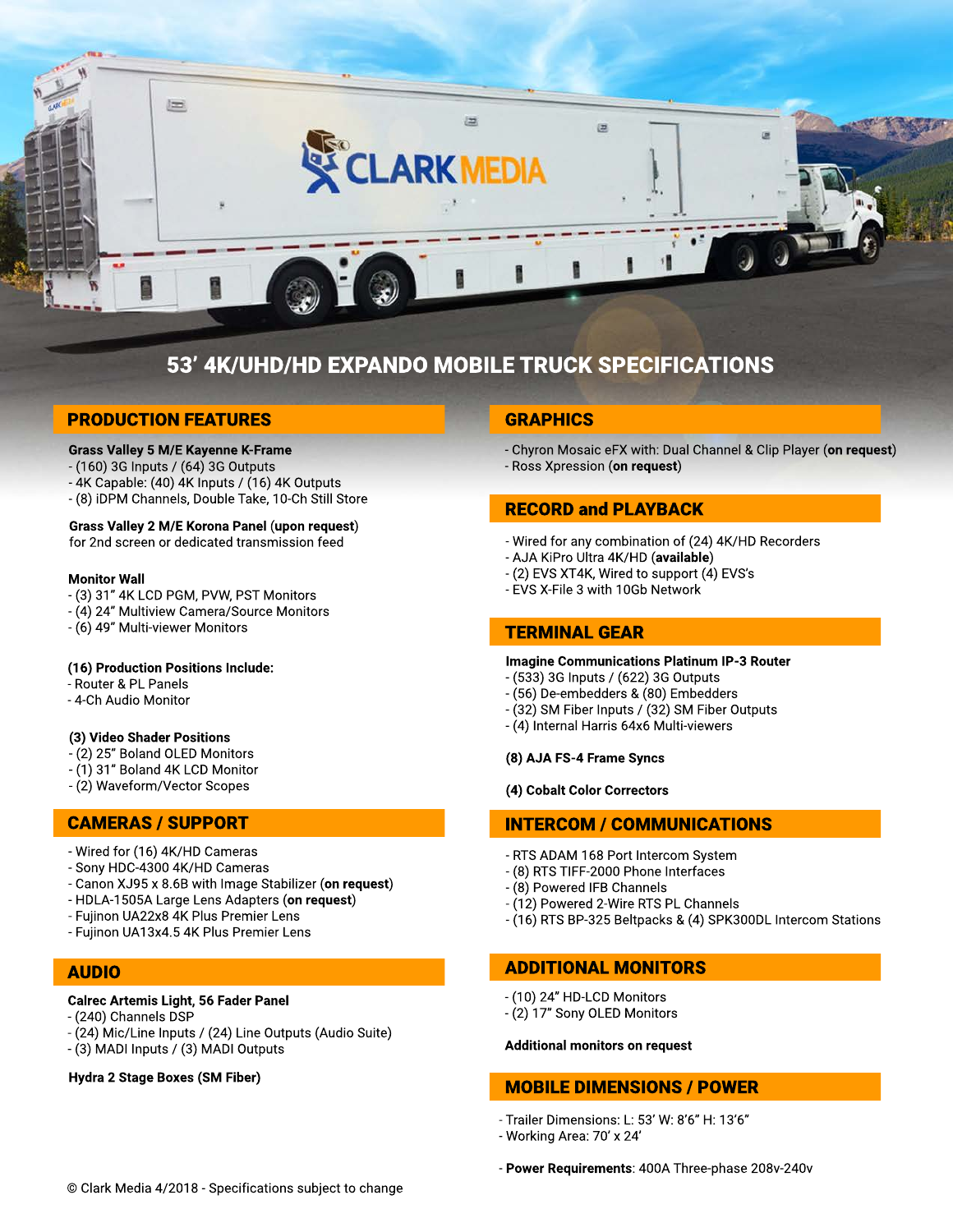# 53' 4K/UHD/HD EXPANDO MOBILE TRUCK SPECIFICATIONS

## PRODUCTION FEATURES

**Grass Valley 5 M/E Kayenne K-Frame**
- (160) 3G Inputs / (64) 3G Outputs
- 4K Capable: (40) 4K Inputs / (16) 4K Outputs
- (8) iDPM Channels, Double Take, 10-Ch Still Store

**Grass Valley 2 M/E Korona Panel (upon request)**
for 2nd screen or dedicated transmission feed

**Monitor Wall**
- (3) 31" 4K LCD PGM, PVW, PST Monitors
- (4) 24" Multiview Camera/Source Monitors
- (6) 49" Multi-viewer Monitors

**(16) Production Positions Include:**
- Router & PL Panels
- 4-Ch Audio Monitor

**(3) Video Shader Positions**
- (2) 25" Boland OLED Monitors
- (1) 31" Boland 4K LCD Monitor
- (2) Waveform/Vector Scopes

## CAMERAS / SUPPORT

- Wired for (16) 4K/HD Cameras
- Sony HDC-4300 4K/HD Cameras
- Canon XJ95 x 8.6B with Image Stabilizer (**on request**)
- HDLA-1505A Large Lens Adapters (**on request**)
- Fujinon UA22x8 4K Plus Premier Lens
- Fujinon UA13x4.5 4K Plus Premier Lens

## AUDIO

**Calrec Artemis Light, 56 Fader Panel**
- (240) Channels DSP
- (24) Mic/Line Inputs / (24) Line Outputs (Audio Suite)
- (3) MADI Inputs / (3) MADI Outputs

**Hydra 2 Stage Boxes (SM Fiber)**

## GRAPHICS

- Chyron Mosaic eFX with: Dual Channel & Clip Player (**on request**)
- Ross Xpression (**on request**)

## RECORD and PLAYBACK

- Wired for any combination of (24) 4K/HD Recorders
- AJA KiPro Ultra 4K/HD (**available**)
- (2) EVS XT4K, Wired to support (4) EVS's
- EVS X-File 3 with 10Gb Network

## TERMINAL GEAR

**Imagine Communications Platinum IP-3 Router**
- (533) 3G Inputs / (622) 3G Outputs
- (56) De-embedders & (80) Embedders
- (32) SM Fiber Inputs / (32) SM Fiber Outputs
- (4) Internal Harris 64x6 Multi-viewers

**(8) AJA FS-4 Frame Syncs**

**(4) Cobalt Color Correctors**

## INTERCOM / COMMUNICATIONS

- RTS ADAM 168 Port Intercom System
- (8) RTS TIFF-2000 Phone Interfaces
- (8) Powered IFB Channels
- (12) Powered 2-Wire RTS PL Channels
- (16) RTS BP-325 Beltpacks & (4) SPK300DL Intercom Stations

## ADDITIONAL MONITORS

- (10) 24" HD-LCD Monitors
- (2) 17" Sony OLED Monitors

**Additional monitors on request**

## MOBILE DIMENSIONS / POWER

- Trailer Dimensions: L: 53' W: 8'6" H: 13'6"
- Working Area: 70' x 24'

- **Power Requirements**: 400A Three-phase 208v-240v

© Clark Media 4/2018 - Specifications subject to change